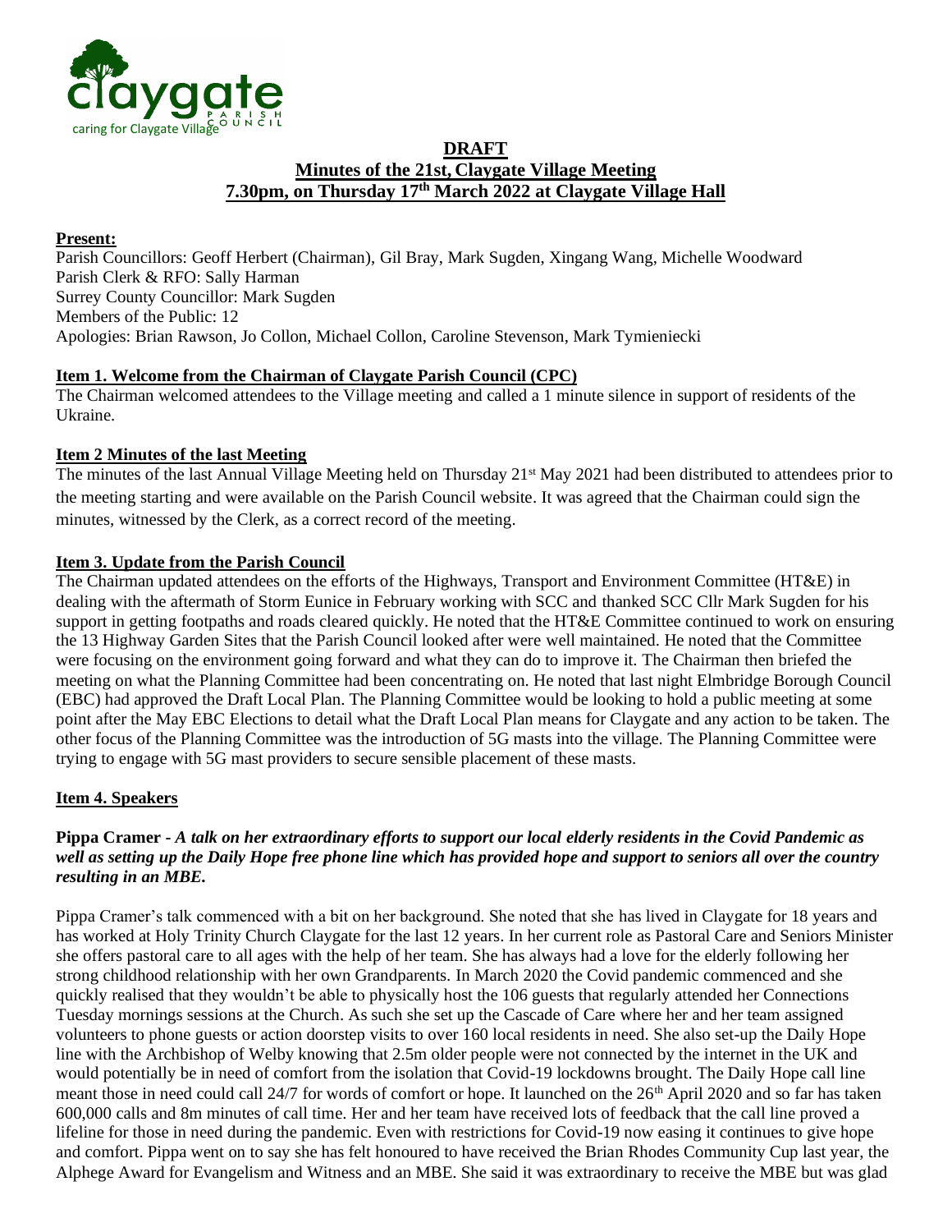**DRAFT**

**Minutes of the 21st, Claygate Village Meeting**

**7.30pm, on Thursday 17th March 2022 at Claygate Village Hall**

**Present:**

Parish Councillors: Geoff Herbert (Chairman), Gil Bray, Mark Sugden, Xingang Wang, Michelle Woodward
Parish Clerk & RFO: Sally Harman
Surrey County Councillor: Mark Sugden
Members of the Public: 12
Apologies: Brian Rawson, Jo Collon, Michael Collon, Caroline Stevenson, Mark Tymieniecki

**Item 1. Welcome from the Chairman of Claygate Parish Council (CPC)**

The Chairman welcomed attendees to the Village meeting and called a 1 minute silence in support of residents of the Ukraine.

**Item 2 Minutes of the last Meeting**

The minutes of the last Annual Village Meeting held on Thursday 21st May 2021 had been distributed to attendees prior to the meeting starting and were available on the Parish Council website. It was agreed that the Chairman could sign the minutes, witnessed by the Clerk, as a correct record of the meeting.

**Item 3. Update from the Parish Council**

The Chairman updated attendees on the efforts of the Highways, Transport and Environment Committee (HT&E) in dealing with the aftermath of Storm Eunice in February working with SCC and thanked SCC Cllr Mark Sugden for his support in getting footpaths and roads cleared quickly. He noted that the HT&E Committee continued to work on ensuring the 13 Highway Garden Sites that the Parish Council looked after were well maintained. He noted that the Committee were focusing on the environment going forward and what they can do to improve it. The Chairman then briefed the meeting on what the Planning Committee had been concentrating on. He noted that last night Elmbridge Borough Council (EBC) had approved the Draft Local Plan. The Planning Committee would be looking to hold a public meeting at some point after the May EBC Elections to detail what the Draft Local Plan means for Claygate and any action to be taken. The other focus of the Planning Committee was the introduction of 5G masts into the village. The Planning Committee were trying to engage with 5G mast providers to secure sensible placement of these masts.

**Item 4. Speakers**

**Pippa Cramer -** ***A talk on her extraordinary efforts to support our local elderly residents in the Covid Pandemic as well as setting up the Daily Hope free phone line which has provided hope and support to seniors all over the country resulting in an MBE.***

Pippa Cramer's talk commenced with a bit on her background. She noted that she has lived in Claygate for 18 years and has worked at Holy Trinity Church Claygate for the last 12 years. In her current role as Pastoral Care and Seniors Minister she offers pastoral care to all ages with the help of her team. She has always had a love for the elderly following her strong childhood relationship with her own Grandparents. In March 2020 the Covid pandemic commenced and she quickly realised that they wouldn't be able to physically host the 106 guests that regularly attended her Connections Tuesday mornings sessions at the Church. As such she set up the Cascade of Care where her and her team assigned volunteers to phone guests or action doorstep visits to over 160 local residents in need. She also set-up the Daily Hope line with the Archbishop of Welby knowing that 2.5m older people were not connected by the internet in the UK and would potentially be in need of comfort from the isolation that Covid-19 lockdowns brought. The Daily Hope call line meant those in need could call 24/7 for words of comfort or hope. It launched on the 26th April 2020 and so far has taken 600,000 calls and 8m minutes of call time. Her and her team have received lots of feedback that the call line proved a lifeline for those in need during the pandemic. Even with restrictions for Covid-19 now easing it continues to give hope and comfort. Pippa went on to say she has felt honoured to have received the Brian Rhodes Community Cup last year, the Alphege Award for Evangelism and Witness and an MBE. She said it was extraordinary to receive the MBE but was glad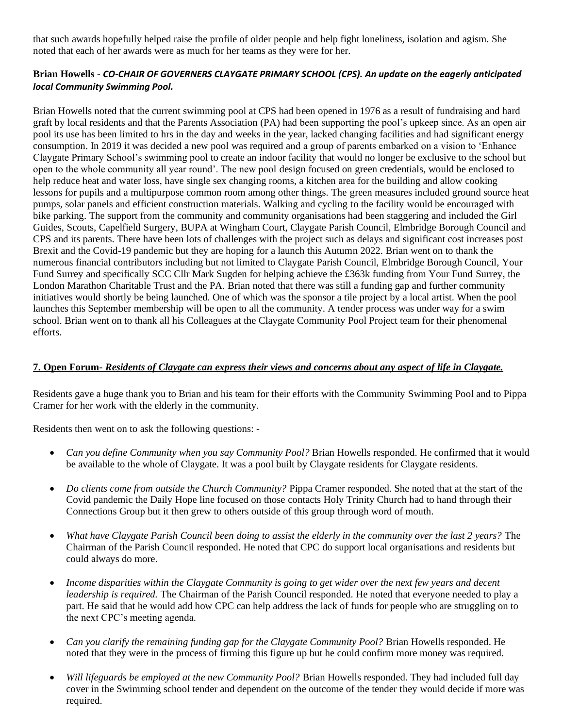that such awards hopefully helped raise the profile of older people and help fight loneliness, isolation and agism. She noted that each of her awards were as much for her teams as they were for her.

**Brian Howells -** ***CO-CHAIR OF GOVERNERS CLAYGATE PRIMARY SCHOOL (CPS). An update on the eagerly anticipated local Community Swimming Pool.***

Brian Howells noted that the current swimming pool at CPS had been opened in 1976 as a result of fundraising and hard graft by local residents and that the Parents Association (PA) had been supporting the pool's upkeep since. As an open air pool its use has been limited to hrs in the day and weeks in the year, lacked changing facilities and had significant energy consumption. In 2019 it was decided a new pool was required and a group of parents embarked on a vision to 'Enhance Claygate Primary School's swimming pool to create an indoor facility that would no longer be exclusive to the school but open to the whole community all year round'. The new pool design focused on green credentials, would be enclosed to help reduce heat and water loss, have single sex changing rooms, a kitchen area for the building and allow cooking lessons for pupils and a multipurpose common room among other things. The green measures included ground source heat pumps, solar panels and efficient construction materials. Walking and cycling to the facility would be encouraged with bike parking. The support from the community and community organisations had been staggering and included the Girl Guides, Scouts, Capelfield Surgery, BUPA at Wingham Court, Claygate Parish Council, Elmbridge Borough Council and CPS and its parents. There have been lots of challenges with the project such as delays and significant cost increases post Brexit and the Covid-19 pandemic but they are hoping for a launch this Autumn 2022. Brian went on to thank the numerous financial contributors including but not limited to Claygate Parish Council, Elmbridge Borough Council, Your Fund Surrey and specifically SCC Cllr Mark Sugden for helping achieve the £363k funding from Your Fund Surrey, the London Marathon Charitable Trust and the PA. Brian noted that there was still a funding gap and further community initiatives would shortly be being launched. One of which was the sponsor a tile project by a local artist. When the pool launches this September membership will be open to all the community. A tender process was under way for a swim school. Brian went on to thank all his Colleagues at the Claygate Community Pool Project team for their phenomenal efforts.

## <u>7. Open Forum- *Residents of Claygate can express their views and concerns about any aspect of life in Claygate.*</u>

Residents gave a huge thank you to Brian and his team for their efforts with the Community Swimming Pool and to Pippa Cramer for her work with the elderly in the community.

Residents then went on to ask the following questions: -

- *Can you define Community when you say Community Pool?* Brian Howells responded. He confirmed that it would be available to the whole of Claygate. It was a pool built by Claygate residents for Claygate residents.

- *Do clients come from outside the Church Community?* Pippa Cramer responded. She noted that at the start of the Covid pandemic the Daily Hope line focused on those contacts Holy Trinity Church had to hand through their Connections Group but it then grew to others outside of this group through word of mouth.

- *What have Claygate Parish Council been doing to assist the elderly in the community over the last 2 years?* The Chairman of the Parish Council responded. He noted that CPC do support local organisations and residents but could always do more.

- *Income disparities within the Claygate Community is going to get wider over the next few years and decent leadership is required.* The Chairman of the Parish Council responded. He noted that everyone needed to play a part. He said that he would add how CPC can help address the lack of funds for people who are struggling on to the next CPC's meeting agenda.

- *Can you clarify the remaining funding gap for the Claygate Community Pool?* Brian Howells responded. He noted that they were in the process of firming this figure up but he could confirm more money was required.

- *Will lifeguards be employed at the new Community Pool?* Brian Howells responded. They had included full day cover in the Swimming school tender and dependent on the outcome of the tender they would decide if more was required.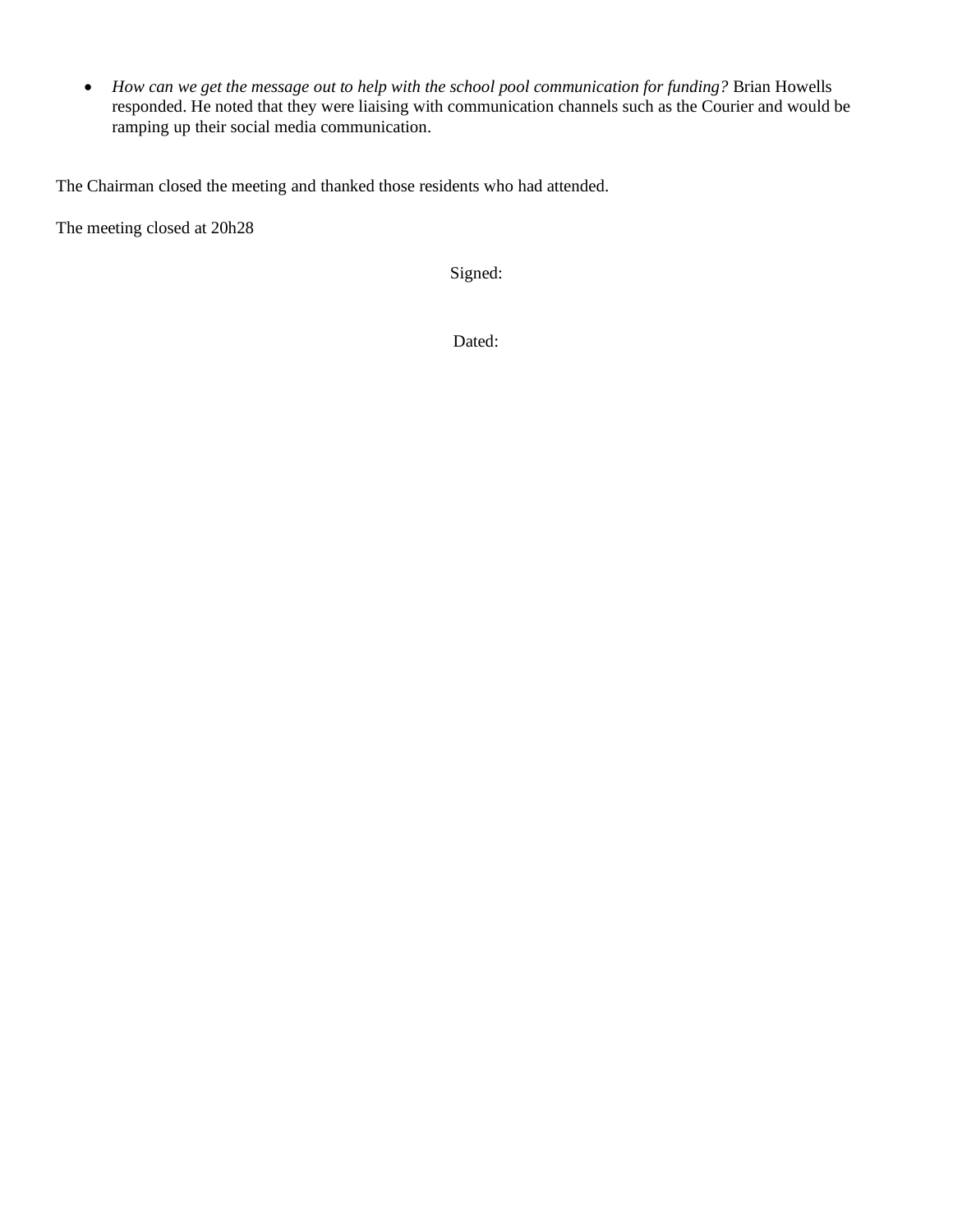- *How can we get the message out to help with the school pool communication for funding?* Brian Howells responded. He noted that they were liaising with communication channels such as the Courier and would be ramping up their social media communication.

The Chairman closed the meeting and thanked those residents who had attended.

The meeting closed at 20h28

Signed:

Dated: